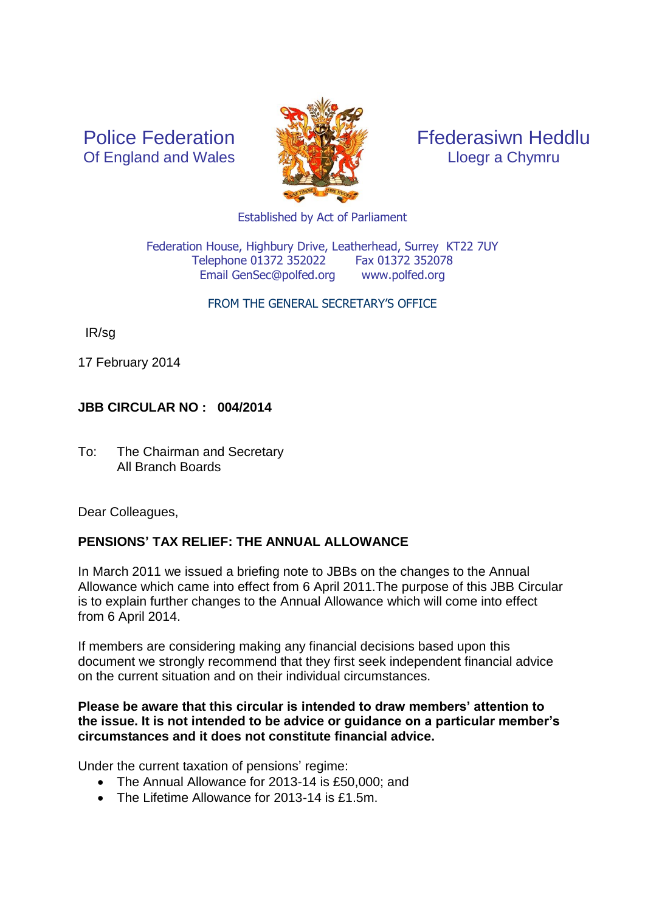Police Federation
Of England and Wales

Ffederasiwn Heddlu
Lloegr a Chymru

Established by Act of Parliament

Federation House, Highbury Drive, Leatherhead, Surrey KT22 7UY
Telephone 01372 352022    Fax 01372 352078
Email GenSec@polfed.org    www.polfed.org

FROM THE GENERAL SECRETARY'S OFFICE

IR/sg

17 February 2014

**JBB CIRCULAR NO : 004/2014**

To: The Chairman and Secretary
All Branch Boards

Dear Colleagues,

**PENSIONS' TAX RELIEF: THE ANNUAL ALLOWANCE**

In March 2011 we issued a briefing note to JBBs on the changes to the Annual Allowance which came into effect from 6 April 2011.The purpose of this JBB Circular is to explain further changes to the Annual Allowance which will come into effect from 6 April 2014.

If members are considering making any financial decisions based upon this document we strongly recommend that they first seek independent financial advice on the current situation and on their individual circumstances.

**Please be aware that this circular is intended to draw members' attention to the issue. It is not intended to be advice or guidance on a particular member's circumstances and it does not constitute financial advice.**

Under the current taxation of pensions' regime:

- The Annual Allowance for 2013-14 is £50,000; and
- The Lifetime Allowance for 2013-14 is £1.5m.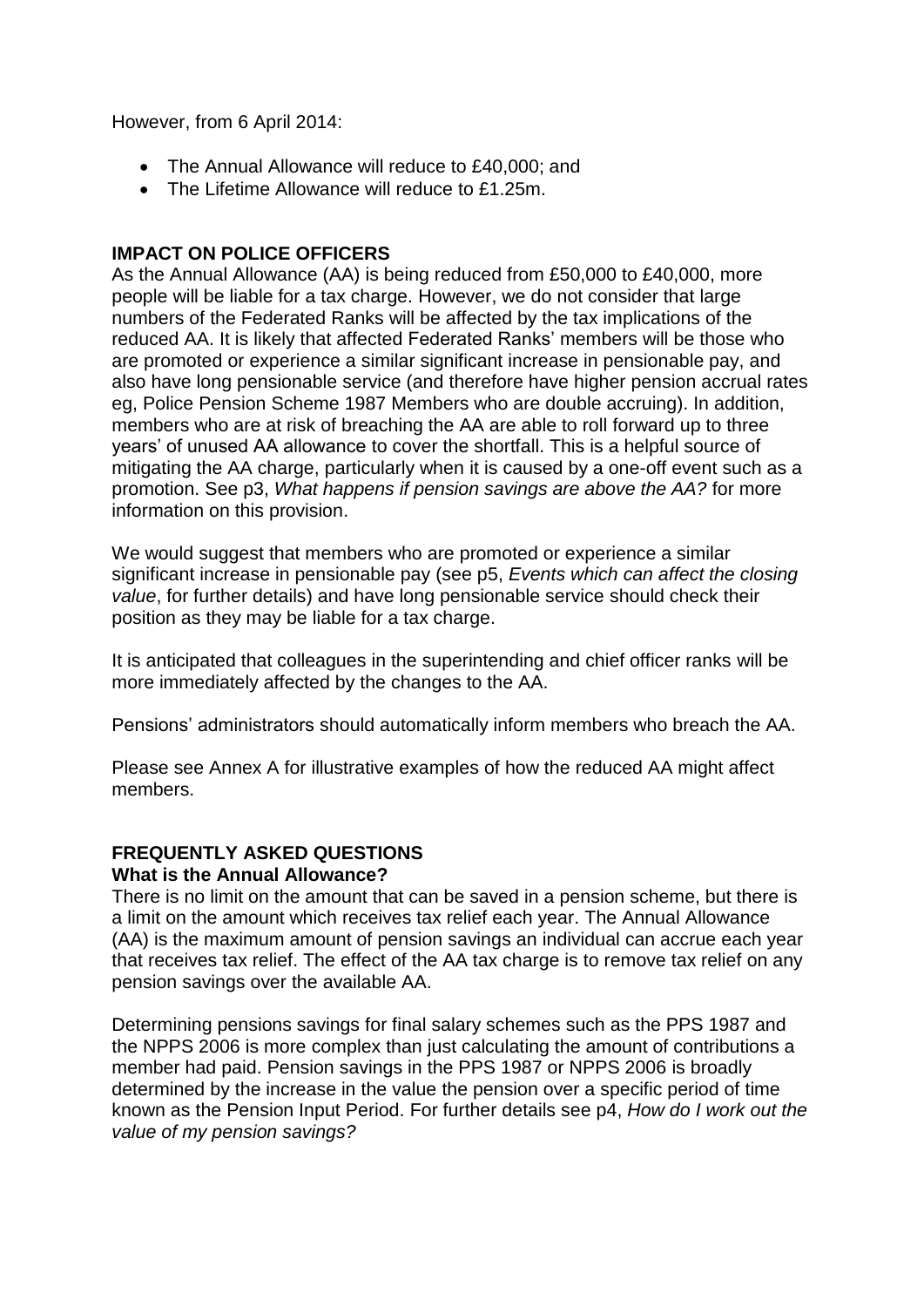However, from 6 April 2014:

- The Annual Allowance will reduce to £40,000; and
- The Lifetime Allowance will reduce to £1.25m.

## IMPACT ON POLICE OFFICERS

As the Annual Allowance (AA) is being reduced from £50,000 to £40,000, more people will be liable for a tax charge. However, we do not consider that large numbers of the Federated Ranks will be affected by the tax implications of the reduced AA. It is likely that affected Federated Ranks' members will be those who are promoted or experience a similar significant increase in pensionable pay, and also have long pensionable service (and therefore have higher pension accrual rates eg, Police Pension Scheme 1987 Members who are double accruing). In addition, members who are at risk of breaching the AA are able to roll forward up to three years' of unused AA allowance to cover the shortfall. This is a helpful source of mitigating the AA charge, particularly when it is caused by a one-off event such as a promotion. See p3, *What happens if pension savings are above the AA?* for more information on this provision.

We would suggest that members who are promoted or experience a similar significant increase in pensionable pay (see p5, *Events which can affect the closing value*, for further details) and have long pensionable service should check their position as they may be liable for a tax charge.

It is anticipated that colleagues in the superintending and chief officer ranks will be more immediately affected by the changes to the AA.

Pensions' administrators should automatically inform members who breach the AA.

Please see Annex A for illustrative examples of how the reduced AA might affect members.

## FREQUENTLY ASKED QUESTIONS

### What is the Annual Allowance?

There is no limit on the amount that can be saved in a pension scheme, but there is a limit on the amount which receives tax relief each year. The Annual Allowance (AA) is the maximum amount of pension savings an individual can accrue each year that receives tax relief. The effect of the AA tax charge is to remove tax relief on any pension savings over the available AA.

Determining pensions savings for final salary schemes such as the PPS 1987 and the NPPS 2006 is more complex than just calculating the amount of contributions a member had paid. Pension savings in the PPS 1987 or NPPS 2006 is broadly determined by the increase in the value the pension over a specific period of time known as the Pension Input Period. For further details see p4, *How do I work out the value of my pension savings?*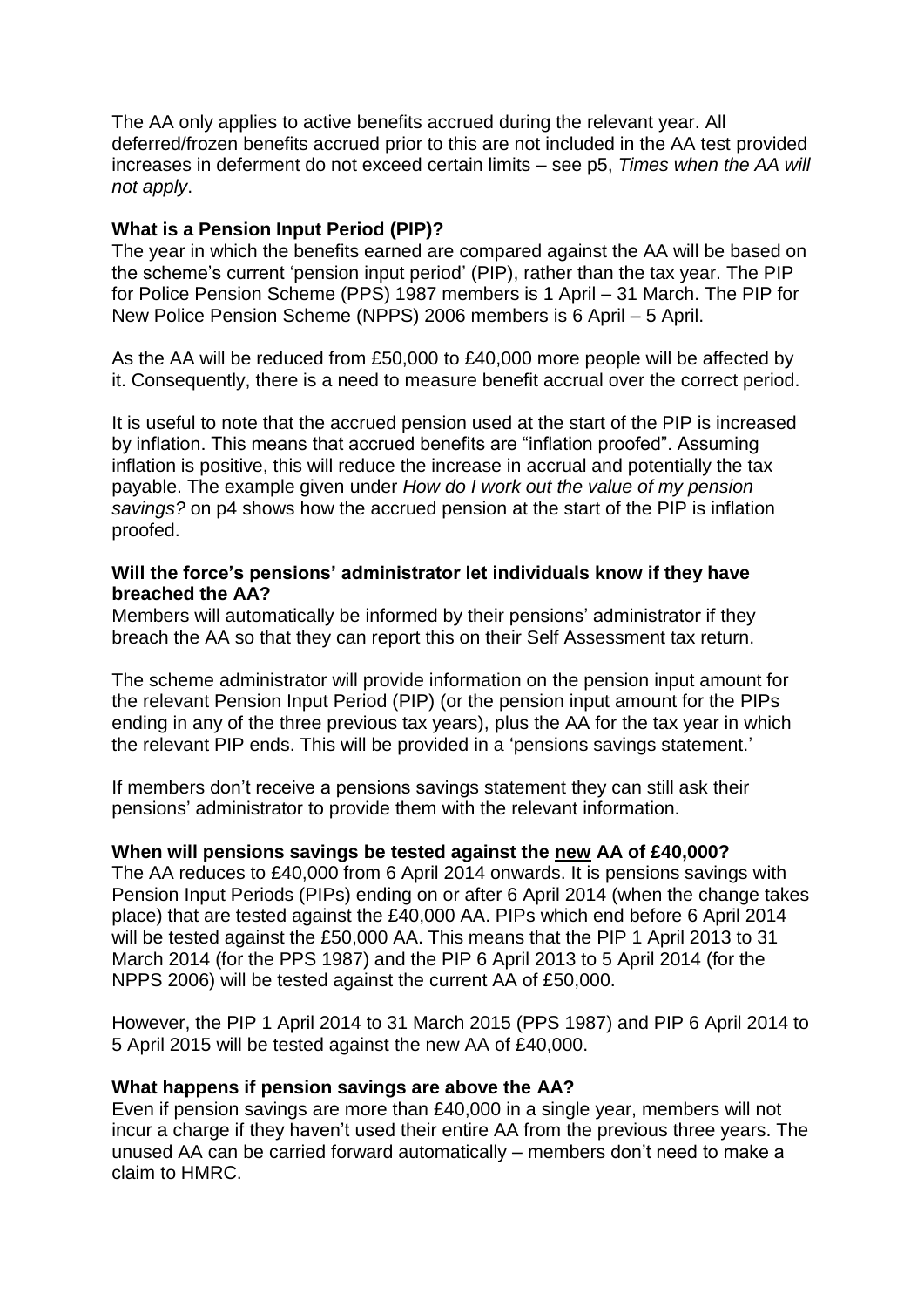The AA only applies to active benefits accrued during the relevant year. All deferred/frozen benefits accrued prior to this are not included in the AA test provided increases in deferment do not exceed certain limits – see p5, *Times when the AA will not apply*.

### What is a Pension Input Period (PIP)?

The year in which the benefits earned are compared against the AA will be based on the scheme's current 'pension input period' (PIP), rather than the tax year. The PIP for Police Pension Scheme (PPS) 1987 members is 1 April – 31 March. The PIP for New Police Pension Scheme (NPPS) 2006 members is 6 April – 5 April.

As the AA will be reduced from £50,000 to £40,000 more people will be affected by it. Consequently, there is a need to measure benefit accrual over the correct period.

It is useful to note that the accrued pension used at the start of the PIP is increased by inflation. This means that accrued benefits are "inflation proofed". Assuming inflation is positive, this will reduce the increase in accrual and potentially the tax payable. The example given under *How do I work out the value of my pension savings?* on p4 shows how the accrued pension at the start of the PIP is inflation proofed.

### Will the force's pensions' administrator let individuals know if they have breached the AA?

Members will automatically be informed by their pensions' administrator if they breach the AA so that they can report this on their Self Assessment tax return.

The scheme administrator will provide information on the pension input amount for the relevant Pension Input Period (PIP) (or the pension input amount for the PIPs ending in any of the three previous tax years), plus the AA for the tax year in which the relevant PIP ends. This will be provided in a 'pensions savings statement.'

If members don't receive a pensions savings statement they can still ask their pensions' administrator to provide them with the relevant information.

### When will pensions savings be tested against the <u>new</u> AA of £40,000?

The AA reduces to £40,000 from 6 April 2014 onwards. It is pensions savings with Pension Input Periods (PIPs) ending on or after 6 April 2014 (when the change takes place) that are tested against the £40,000 AA. PIPs which end before 6 April 2014 will be tested against the £50,000 AA. This means that the PIP 1 April 2013 to 31 March 2014 (for the PPS 1987) and the PIP 6 April 2013 to 5 April 2014 (for the NPPS 2006) will be tested against the current AA of £50,000.

However, the PIP 1 April 2014 to 31 March 2015 (PPS 1987) and PIP 6 April 2014 to 5 April 2015 will be tested against the new AA of £40,000.

### What happens if pension savings are above the AA?

Even if pension savings are more than £40,000 in a single year, members will not incur a charge if they haven't used their entire AA from the previous three years. The unused AA can be carried forward automatically – members don't need to make a claim to HMRC.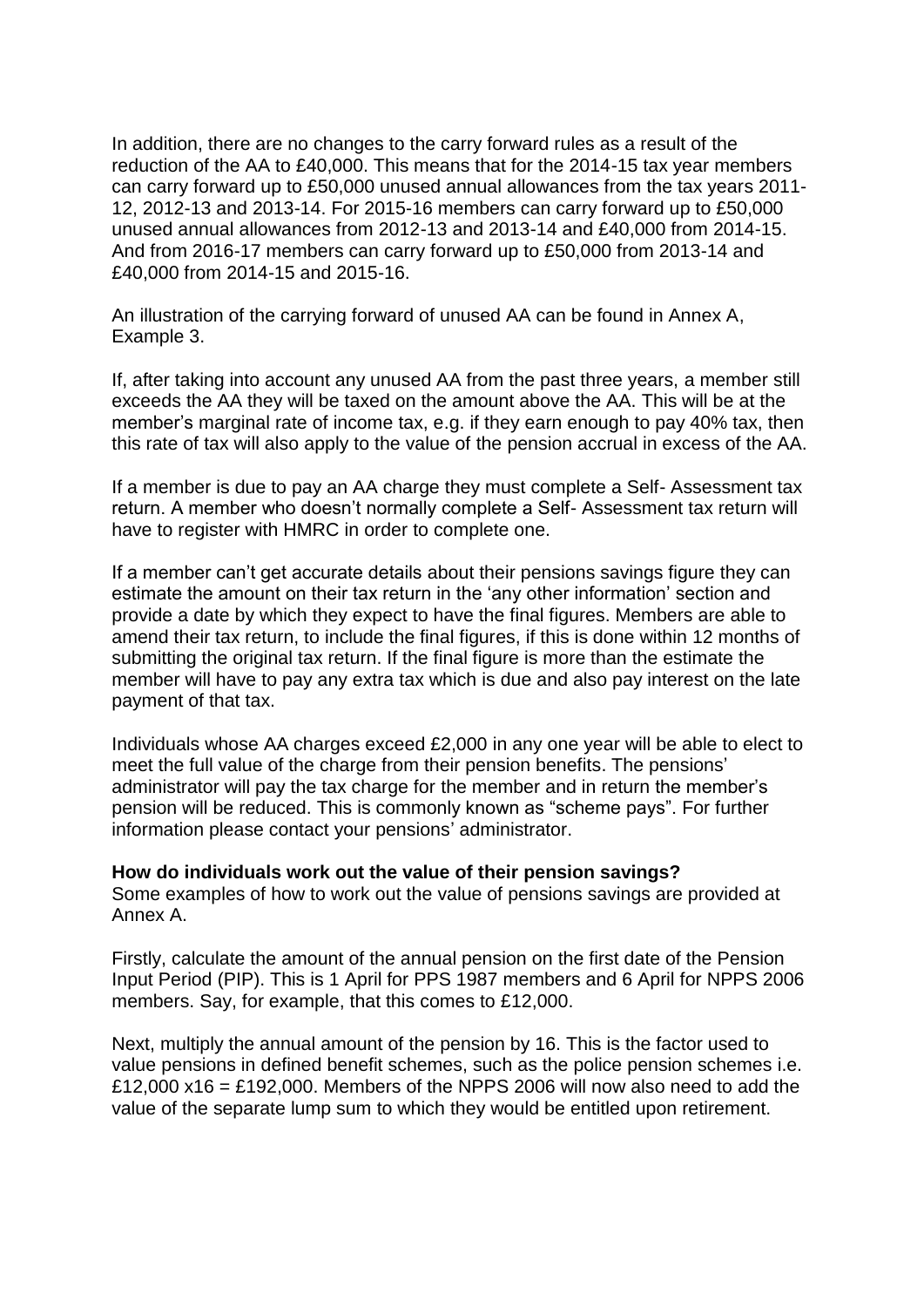In addition, there are no changes to the carry forward rules as a result of the reduction of the AA to £40,000. This means that for the 2014-15 tax year members can carry forward up to £50,000 unused annual allowances from the tax years 2011-12, 2012-13 and 2013-14. For 2015-16 members can carry forward up to £50,000 unused annual allowances from 2012-13 and 2013-14 and £40,000 from 2014-15. And from 2016-17 members can carry forward up to £50,000 from 2013-14 and £40,000 from 2014-15 and 2015-16.

An illustration of the carrying forward of unused AA can be found in Annex A, Example 3.

If, after taking into account any unused AA from the past three years, a member still exceeds the AA they will be taxed on the amount above the AA. This will be at the member's marginal rate of income tax, e.g. if they earn enough to pay 40% tax, then this rate of tax will also apply to the value of the pension accrual in excess of the AA.

If a member is due to pay an AA charge they must complete a Self- Assessment tax return. A member who doesn't normally complete a Self- Assessment tax return will have to register with HMRC in order to complete one.

If a member can't get accurate details about their pensions savings figure they can estimate the amount on their tax return in the 'any other information' section and provide a date by which they expect to have the final figures. Members are able to amend their tax return, to include the final figures, if this is done within 12 months of submitting the original tax return. If the final figure is more than the estimate the member will have to pay any extra tax which is due and also pay interest on the late payment of that tax.

Individuals whose AA charges exceed £2,000 in any one year will be able to elect to meet the full value of the charge from their pension benefits. The pensions' administrator will pay the tax charge for the member and in return the member's pension will be reduced. This is commonly known as "scheme pays". For further information please contact your pensions' administrator.

**How do individuals work out the value of their pension savings?**

Some examples of how to work out the value of pensions savings are provided at Annex A.

Firstly, calculate the amount of the annual pension on the first date of the Pension Input Period (PIP). This is 1 April for PPS 1987 members and 6 April for NPPS 2006 members. Say, for example, that this comes to £12,000.

Next, multiply the annual amount of the pension by 16. This is the factor used to value pensions in defined benefit schemes, such as the police pension schemes i.e. £12,000 x16 = £192,000. Members of the NPPS 2006 will now also need to add the value of the separate lump sum to which they would be entitled upon retirement.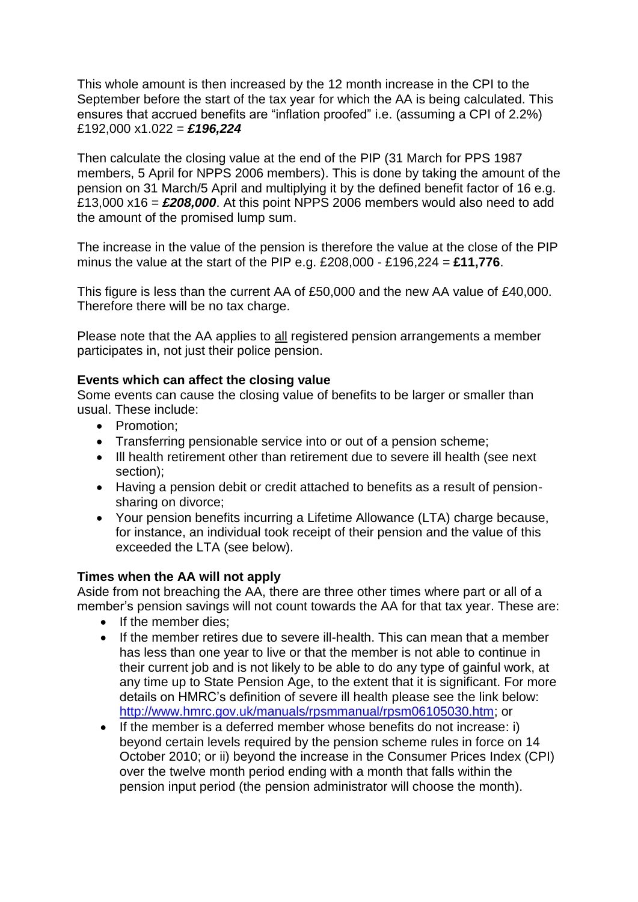This whole amount is then increased by the 12 month increase in the CPI to the September before the start of the tax year for which the AA is being calculated. This ensures that accrued benefits are "inflation proofed" i.e. (assuming a CPI of 2.2%) £192,000 x1.022 = ***£196,224***

Then calculate the closing value at the end of the PIP (31 March for PPS 1987 members, 5 April for NPPS 2006 members). This is done by taking the amount of the pension on 31 March/5 April and multiplying it by the defined benefit factor of 16 e.g. £13,000 x16 = ***£208,000***. At this point NPPS 2006 members would also need to add the amount of the promised lump sum.

The increase in the value of the pension is therefore the value at the close of the PIP minus the value at the start of the PIP e.g. £208,000 - £196,224 = **£11,776**.

This figure is less than the current AA of £50,000 and the new AA value of £40,000. Therefore there will be no tax charge.

Please note that the AA applies to all registered pension arrangements a member participates in, not just their police pension.

**Events which can affect the closing value**

Some events can cause the closing value of benefits to be larger or smaller than usual. These include:

- Promotion;
- Transferring pensionable service into or out of a pension scheme;
- Ill health retirement other than retirement due to severe ill health (see next section);
- Having a pension debit or credit attached to benefits as a result of pension-sharing on divorce;
- Your pension benefits incurring a Lifetime Allowance (LTA) charge because, for instance, an individual took receipt of their pension and the value of this exceeded the LTA (see below).

**Times when the AA will not apply**

Aside from not breaching the AA, there are three other times where part or all of a member's pension savings will not count towards the AA for that tax year. These are:

- If the member dies;
- If the member retires due to severe ill-health. This can mean that a member has less than one year to live or that the member is not able to continue in their current job and is not likely to be able to do any type of gainful work, at any time up to State Pension Age, to the extent that it is significant. For more details on HMRC's definition of severe ill health please see the link below: http://www.hmrc.gov.uk/manuals/rpsmmanual/rpsm06105030.htm; or
- If the member is a deferred member whose benefits do not increase: i) beyond certain levels required by the pension scheme rules in force on 14 October 2010; or ii) beyond the increase in the Consumer Prices Index (CPI) over the twelve month period ending with a month that falls within the pension input period (the pension administrator will choose the month).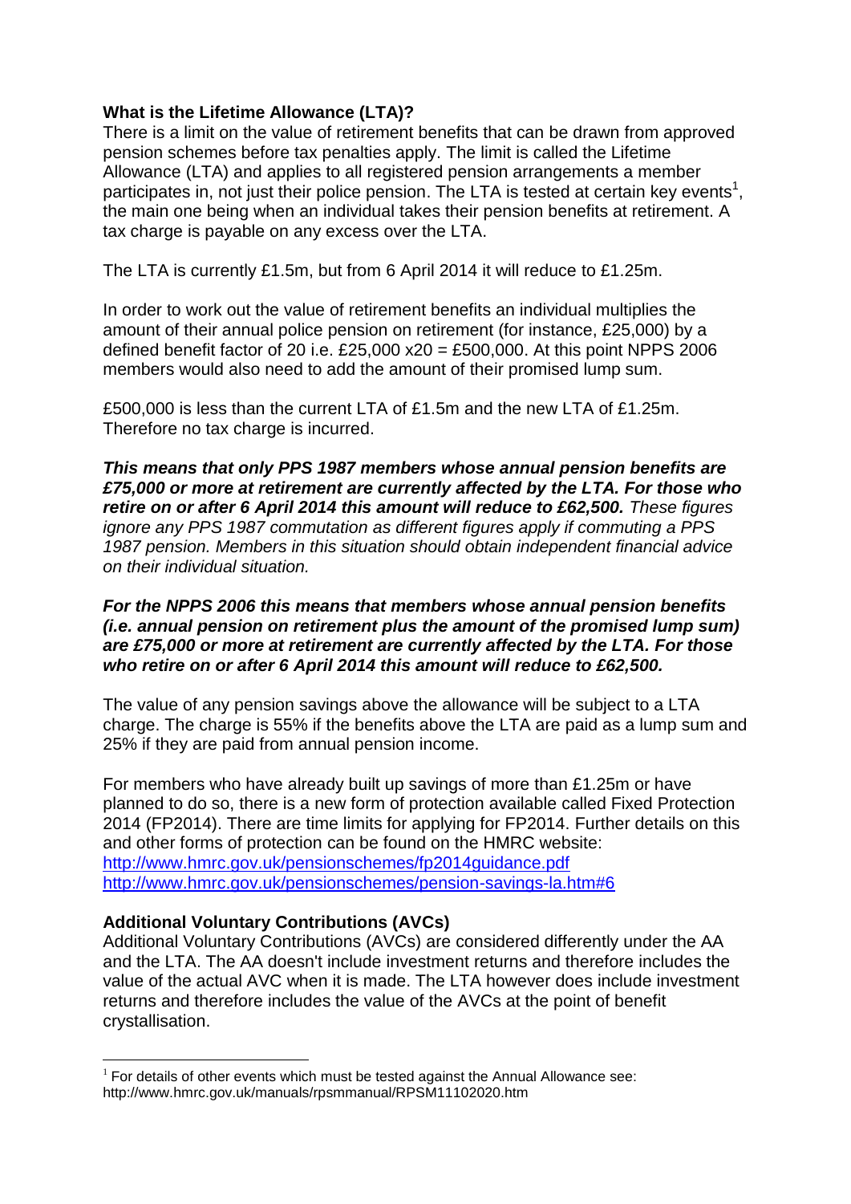**What is the Lifetime Allowance (LTA)?**

There is a limit on the value of retirement benefits that can be drawn from approved pension schemes before tax penalties apply. The limit is called the Lifetime Allowance (LTA) and applies to all registered pension arrangements a member participates in, not just their police pension. The LTA is tested at certain key events[1], the main one being when an individual takes their pension benefits at retirement. A tax charge is payable on any excess over the LTA.

The LTA is currently £1.5m, but from 6 April 2014 it will reduce to £1.25m.

In order to work out the value of retirement benefits an individual multiplies the amount of their annual police pension on retirement (for instance, £25,000) by a defined benefit factor of 20 i.e. £25,000 x20 = £500,000. At this point NPPS 2006 members would also need to add the amount of their promised lump sum.

£500,000 is less than the current LTA of £1.5m and the new LTA of £1.25m. Therefore no tax charge is incurred.

***This means that only PPS 1987 members whose annual pension benefits are £75,000 or more at retirement are currently affected by the LTA. For those who retire on or after 6 April 2014 this amount will reduce to £62,500.*** *These figures ignore any PPS 1987 commutation as different figures apply if commuting a PPS 1987 pension. Members in this situation should obtain independent financial advice on their individual situation.*

***For the NPPS 2006 this means that members whose annual pension benefits (i.e. annual pension on retirement plus the amount of the promised lump sum) are £75,000 or more at retirement are currently affected by the LTA. For those who retire on or after 6 April 2014 this amount will reduce to £62,500.***

The value of any pension savings above the allowance will be subject to a LTA charge. The charge is 55% if the benefits above the LTA are paid as a lump sum and 25% if they are paid from annual pension income.

For members who have already built up savings of more than £1.25m or have planned to do so, there is a new form of protection available called Fixed Protection 2014 (FP2014). There are time limits for applying for FP2014. Further details on this and other forms of protection can be found on the HMRC website:
http://www.hmrc.gov.uk/pensionschemes/fp2014guidance.pdf
http://www.hmrc.gov.uk/pensionschemes/pension-savings-la.htm#6

**Additional Voluntary Contributions (AVCs)**

Additional Voluntary Contributions (AVCs) are considered differently under the AA and the LTA. The AA doesn't include investment returns and therefore includes the value of the actual AVC when it is made. The LTA however does include investment returns and therefore includes the value of the AVCs at the point of benefit crystallisation.

---

[1] For details of other events which must be tested against the Annual Allowance see: http://www.hmrc.gov.uk/manuals/rpsmmanual/RPSM11102020.htm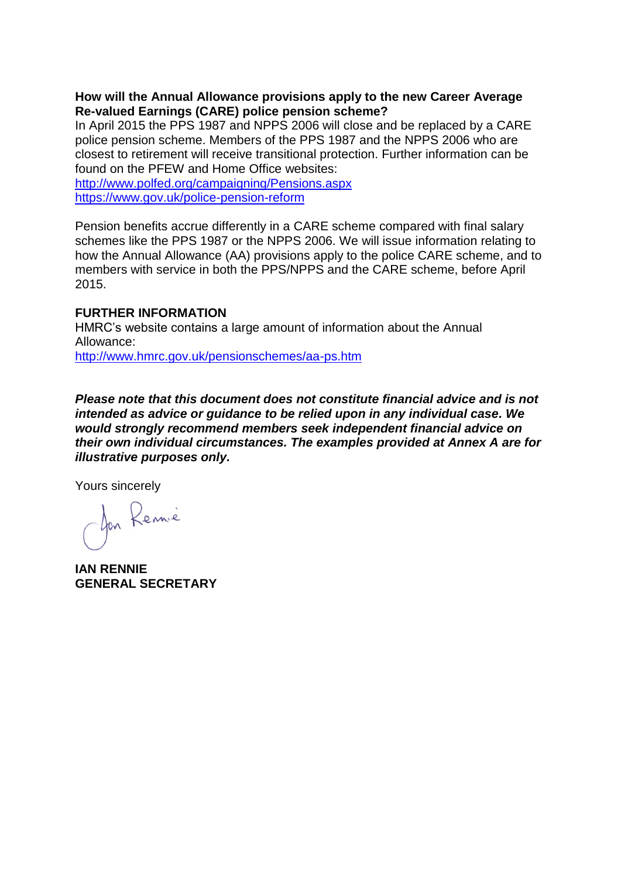**How will the Annual Allowance provisions apply to the new Career Average Re-valued Earnings (CARE) police pension scheme?**

In April 2015 the PPS 1987 and NPPS 2006 will close and be replaced by a CARE police pension scheme. Members of the PPS 1987 and the NPPS 2006 who are closest to retirement will receive transitional protection. Further information can be found on the PFEW and Home Office websites:

http://www.polfed.org/campaigning/Pensions.aspx
https://www.gov.uk/police-pension-reform

Pension benefits accrue differently in a CARE scheme compared with final salary schemes like the PPS 1987 or the NPPS 2006. We will issue information relating to how the Annual Allowance (AA) provisions apply to the police CARE scheme, and to members with service in both the PPS/NPPS and the CARE scheme, before April 2015.

**FURTHER INFORMATION**

HMRC's website contains a large amount of information about the Annual Allowance:

http://www.hmrc.gov.uk/pensionschemes/aa-ps.htm

***Please note that this document does not constitute financial advice and is not intended as advice or guidance to be relied upon in any individual case. We would strongly recommend members seek independent financial advice on their own individual circumstances. The examples provided at Annex A are for illustrative purposes only.***

Yours sincerely

**IAN RENNIE**
**GENERAL SECRETARY**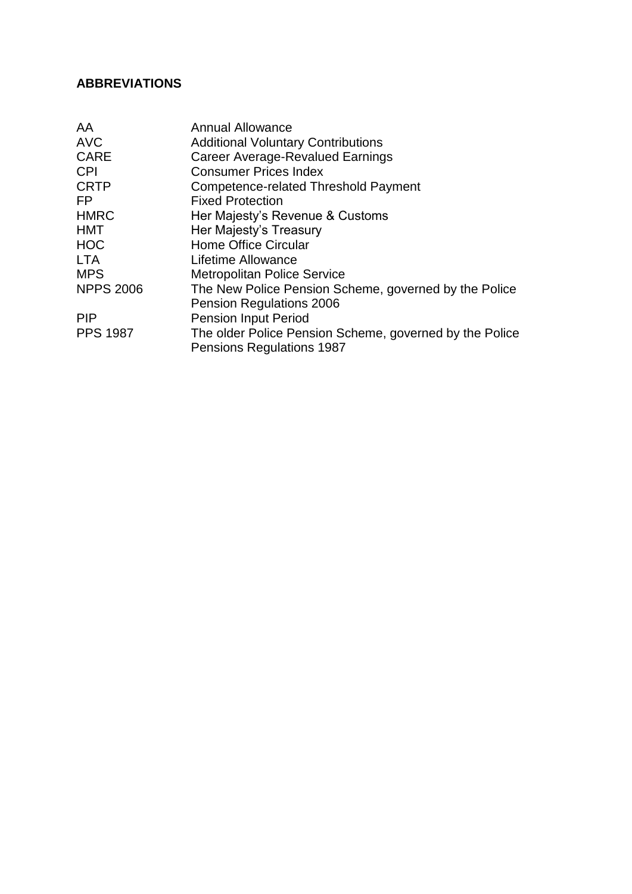## ABBREVIATIONS

| | |
|---|---|
| AA | Annual Allowance |
| AVC | Additional Voluntary Contributions |
| CARE | Career Average-Revalued Earnings |
| CPI | Consumer Prices Index |
| CRTP | Competence-related Threshold Payment |
| FP | Fixed Protection |
| HMRC | Her Majesty's Revenue & Customs |
| HMT | Her Majesty's Treasury |
| HOC | Home Office Circular |
| LTA | Lifetime Allowance |
| MPS | Metropolitan Police Service |
| NPPS 2006 | The New Police Pension Scheme, governed by the Police Pension Regulations 2006 |
| PIP | Pension Input Period |
| PPS 1987 | The older Police Pension Scheme, governed by the Police Pensions Regulations 1987 |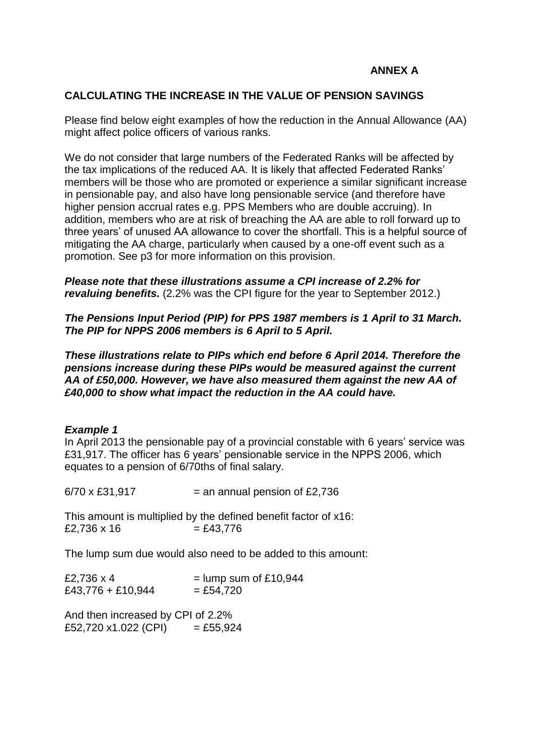**ANNEX A**

## CALCULATING THE INCREASE IN THE VALUE OF PENSION SAVINGS

Please find below eight examples of how the reduction in the Annual Allowance (AA) might affect police officers of various ranks.

We do not consider that large numbers of the Federated Ranks will be affected by the tax implications of the reduced AA. It is likely that affected Federated Ranks' members will be those who are promoted or experience a similar significant increase in pensionable pay, and also have long pensionable service (and therefore have higher pension accrual rates e.g. PPS Members who are double accruing). In addition, members who are at risk of breaching the AA are able to roll forward up to three years' of unused AA allowance to cover the shortfall. This is a helpful source of mitigating the AA charge, particularly when caused by a one-off event such as a promotion. See p3 for more information on this provision.

***Please note that these illustrations assume a CPI increase of 2.2% for revaluing benefits.*** (2.2% was the CPI figure for the year to September 2012.)

***The Pensions Input Period (PIP) for PPS 1987 members is 1 April to 31 March. The PIP for NPPS 2006 members is 6 April to 5 April.***

***These illustrations relate to PIPs which end before 6 April 2014. Therefore the pensions increase during these PIPs would be measured against the current AA of £50,000. However, we have also measured them against the new AA of £40,000 to show what impact the reduction in the AA could have.***

### *Example 1*

In April 2013 the pensionable pay of a provincial constable with 6 years' service was £31,917. The officer has 6 years' pensionable service in the NPPS 2006, which equates to a pension of 6/70ths of final salary.

6/70 x £31,917 = an annual pension of £2,736

This amount is multiplied by the defined benefit factor of x16:
£2,736 x 16 = £43,776

The lump sum due would also need to be added to this amount:

£2,736 x 4 = lump sum of £10,944
£43,776 + £10,944 = £54,720

And then increased by CPI of 2.2%
£52,720 x1.022 (CPI) = £55,924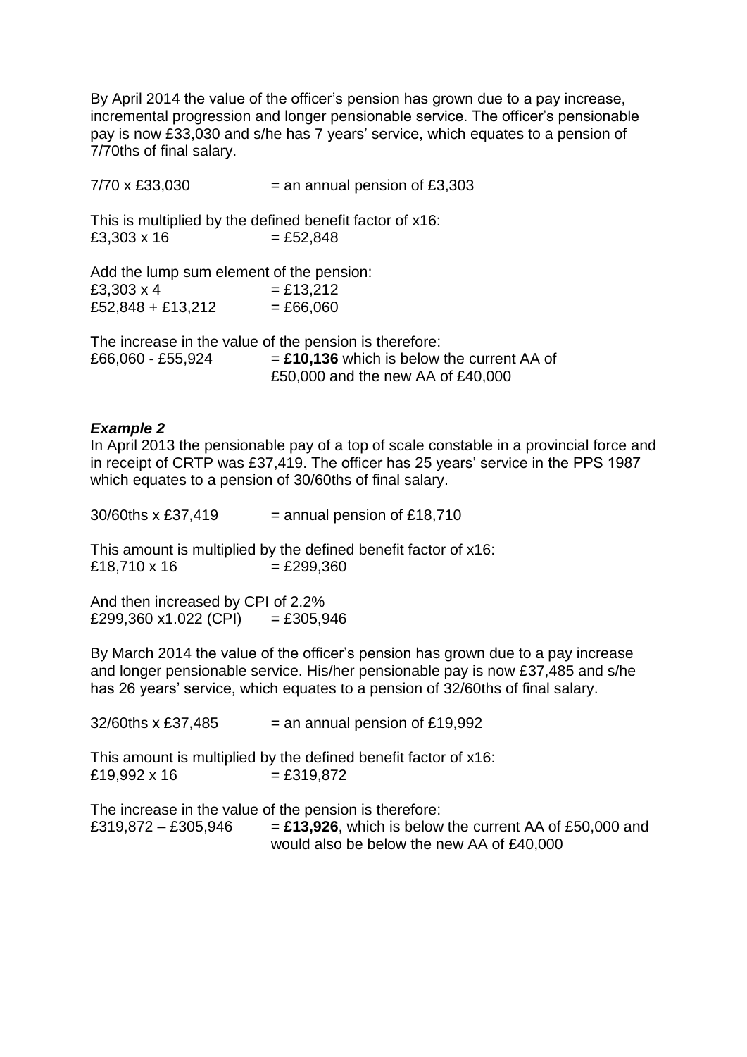By April 2014 the value of the officer's pension has grown due to a pay increase, incremental progression and longer pensionable service. The officer's pensionable pay is now £33,030 and s/he has 7 years' service, which equates to a pension of 7/70ths of final salary.

7/70 x £33,030 = an annual pension of £3,303

This is multiplied by the defined benefit factor of x16:
£3,303 x 16 = £52,848

Add the lump sum element of the pension:
£3,303 x 4 = £13,212
£52,848 + £13,212 = £66,060

The increase in the value of the pension is therefore:
£66,060 - £55,924 = **£10,136** which is below the current AA of £50,000 and the new AA of £40,000

***Example 2***

In April 2013 the pensionable pay of a top of scale constable in a provincial force and in receipt of CRTP was £37,419. The officer has 25 years' service in the PPS 1987 which equates to a pension of 30/60ths of final salary.

30/60ths x £37,419 = annual pension of £18,710

This amount is multiplied by the defined benefit factor of x16:
£18,710 x 16 = £299,360

And then increased by CPI of 2.2%
£299,360 x1.022 (CPI) = £305,946

By March 2014 the value of the officer's pension has grown due to a pay increase and longer pensionable service. His/her pensionable pay is now £37,485 and s/he has 26 years' service, which equates to a pension of 32/60ths of final salary.

32/60ths x £37,485 = an annual pension of £19,992

This amount is multiplied by the defined benefit factor of x16:
£19,992 x 16 = £319,872

The increase in the value of the pension is therefore:
£319,872 – £305,946 = **£13,926**, which is below the current AA of £50,000 and would also be below the new AA of £40,000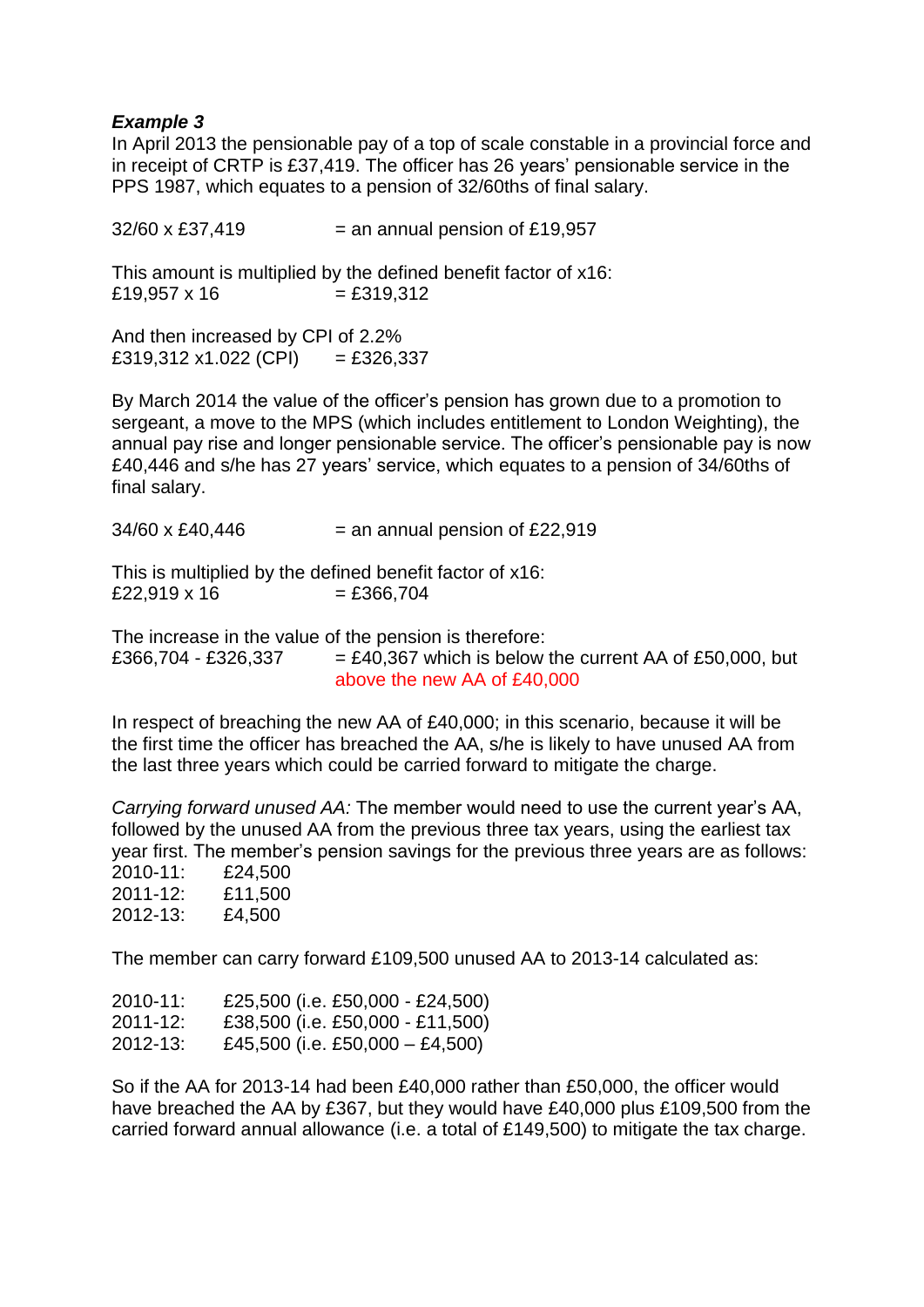***Example 3***

In April 2013 the pensionable pay of a top of scale constable in a provincial force and in receipt of CRTP is £37,419. The officer has 26 years' pensionable service in the PPS 1987, which equates to a pension of 32/60ths of final salary.

32/60 x £37,419 = an annual pension of £19,957

This amount is multiplied by the defined benefit factor of x16:
£19,957 x 16 = £319,312

And then increased by CPI of 2.2%
£319,312 x1.022 (CPI) = £326,337

By March 2014 the value of the officer's pension has grown due to a promotion to sergeant, a move to the MPS (which includes entitlement to London Weighting), the annual pay rise and longer pensionable service. The officer's pensionable pay is now £40,446 and s/he has 27 years' service, which equates to a pension of 34/60ths of final salary.

34/60 x £40,446 = an annual pension of £22,919

This is multiplied by the defined benefit factor of x16:
£22,919 x 16 = £366,704

The increase in the value of the pension is therefore:
£366,704 - £326,337 = £40,367 which is below the current AA of £50,000, but above the new AA of £40,000

In respect of breaching the new AA of £40,000; in this scenario, because it will be the first time the officer has breached the AA, s/he is likely to have unused AA from the last three years which could be carried forward to mitigate the charge.

*Carrying forward unused AA:* The member would need to use the current year's AA, followed by the unused AA from the previous three tax years, using the earliest tax year first. The member's pension savings for the previous three years are as follows:

2010-11: £24,500
2011-12: £11,500
2012-13: £4,500

The member can carry forward £109,500 unused AA to 2013-14 calculated as:

2010-11: £25,500 (i.e. £50,000 - £24,500)
2011-12: £38,500 (i.e. £50,000 - £11,500)
2012-13: £45,500 (i.e. £50,000 – £4,500)

So if the AA for 2013-14 had been £40,000 rather than £50,000, the officer would have breached the AA by £367, but they would have £40,000 plus £109,500 from the carried forward annual allowance (i.e. a total of £149,500) to mitigate the tax charge.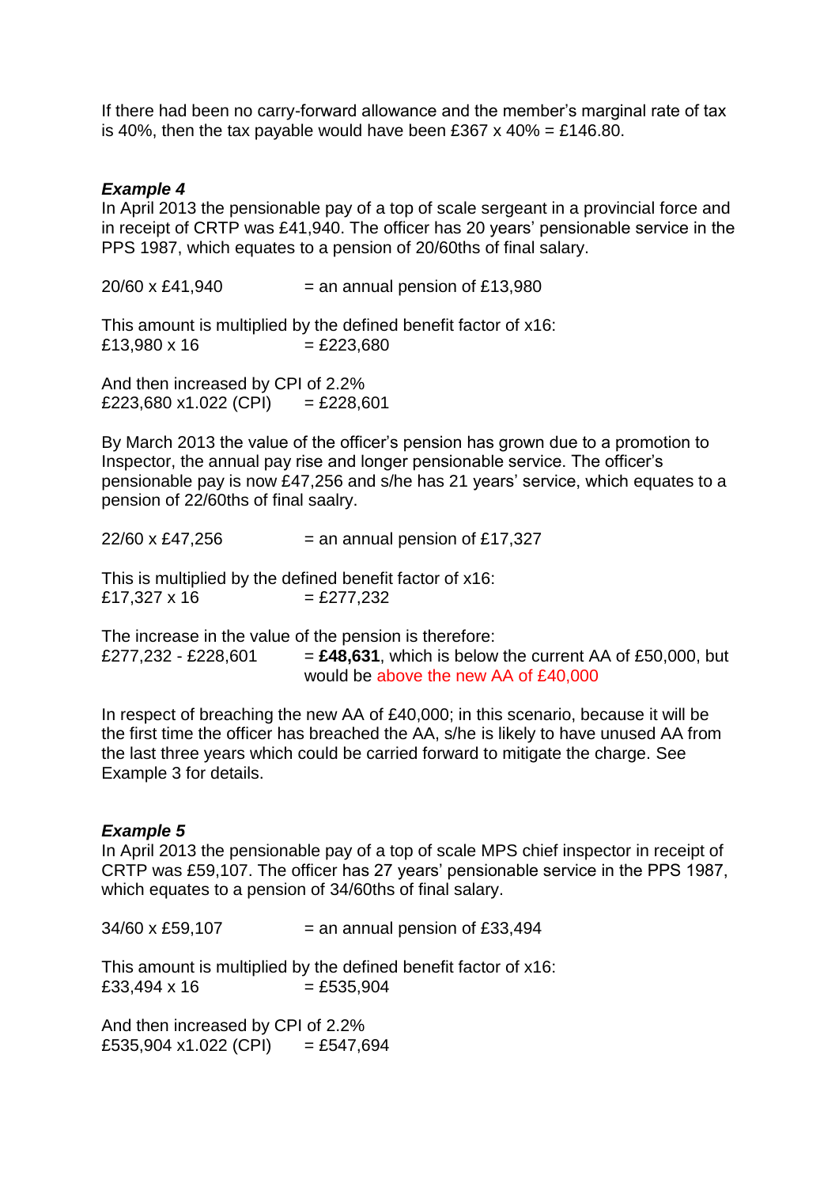If there had been no carry-forward allowance and the member's marginal rate of tax is 40%, then the tax payable would have been £367 x 40% = £146.80.

***Example 4***

In April 2013 the pensionable pay of a top of scale sergeant in a provincial force and in receipt of CRTP was £41,940. The officer has 20 years' pensionable service in the PPS 1987, which equates to a pension of 20/60ths of final salary.

20/60 x £41,940 = an annual pension of £13,980

This amount is multiplied by the defined benefit factor of x16:
£13,980 x 16 = £223,680

And then increased by CPI of 2.2%
£223,680 x1.022 (CPI) = £228,601

By March 2013 the value of the officer's pension has grown due to a promotion to Inspector, the annual pay rise and longer pensionable service. The officer's pensionable pay is now £47,256 and s/he has 21 years' service, which equates to a pension of 22/60ths of final saalry.

22/60 x £47,256 = an annual pension of £17,327

This is multiplied by the defined benefit factor of x16:
£17,327 x 16 = £277,232

The increase in the value of the pension is therefore:
£277,232 - £228,601 = **£48,631**, which is below the current AA of £50,000, but would be above the new AA of £40,000

In respect of breaching the new AA of £40,000; in this scenario, because it will be the first time the officer has breached the AA, s/he is likely to have unused AA from the last three years which could be carried forward to mitigate the charge. See Example 3 for details.

***Example 5***

In April 2013 the pensionable pay of a top of scale MPS chief inspector in receipt of CRTP was £59,107. The officer has 27 years' pensionable service in the PPS 1987, which equates to a pension of 34/60ths of final salary.

34/60 x £59,107 = an annual pension of £33,494

This amount is multiplied by the defined benefit factor of x16:
£33,494 x 16 = £535,904

And then increased by CPI of 2.2%
£535,904 x1.022 (CPI) = £547,694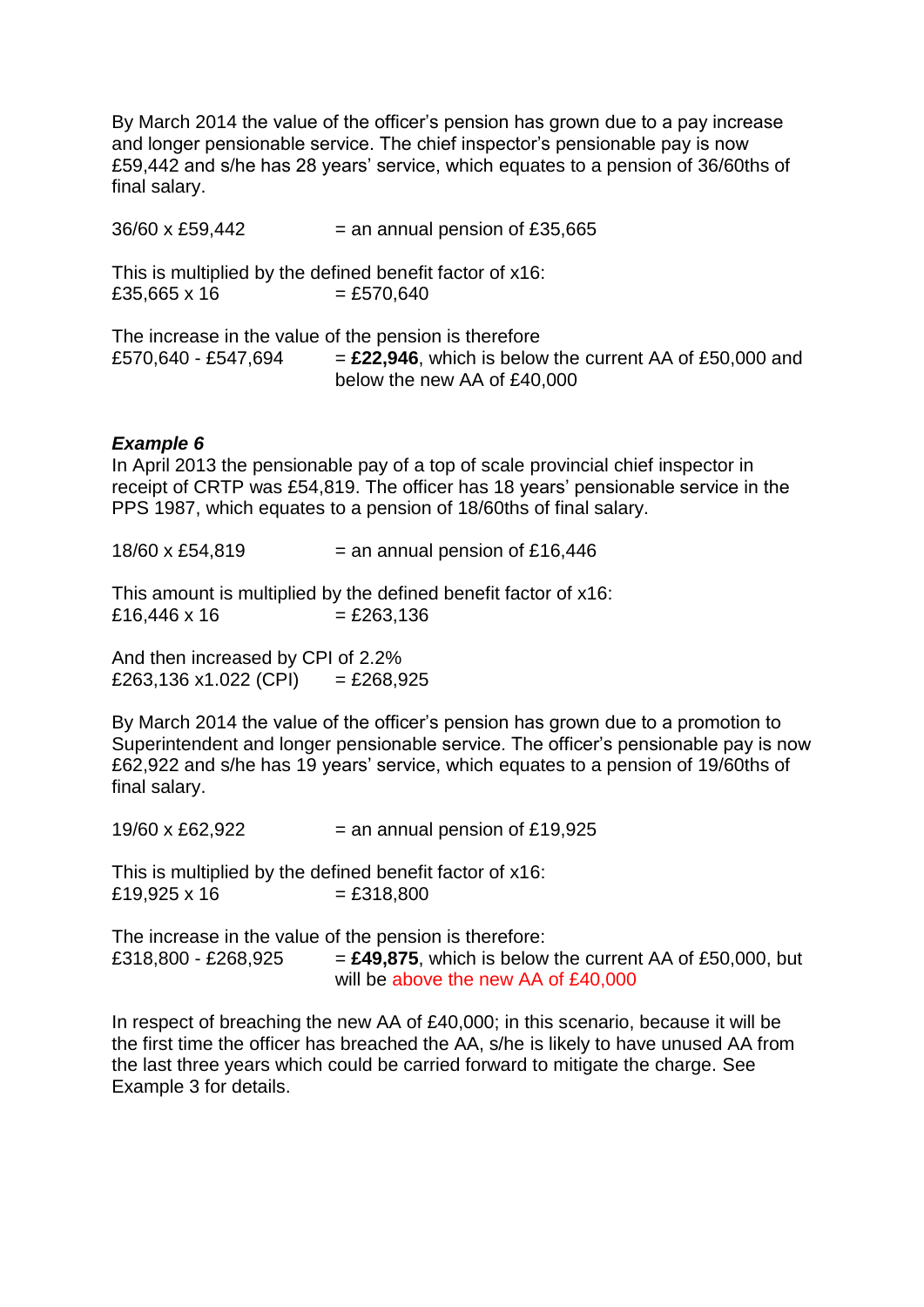By March 2014 the value of the officer's pension has grown due to a pay increase and longer pensionable service. The chief inspector's pensionable pay is now £59,442 and s/he has 28 years' service, which equates to a pension of 36/60ths of final salary.

36/60 x £59,442 = an annual pension of £35,665

This is multiplied by the defined benefit factor of x16:
£35,665 x 16 = £570,640

The increase in the value of the pension is therefore
£570,640 - £547,694 = **£22,946**, which is below the current AA of £50,000 and below the new AA of £40,000

### *Example 6*

In April 2013 the pensionable pay of a top of scale provincial chief inspector in receipt of CRTP was £54,819. The officer has 18 years' pensionable service in the PPS 1987, which equates to a pension of 18/60ths of final salary.

18/60 x £54,819 = an annual pension of £16,446

This amount is multiplied by the defined benefit factor of x16:
£16,446 x 16 = £263,136

And then increased by CPI of 2.2%
£263,136 x1.022 (CPI) = £268,925

By March 2014 the value of the officer's pension has grown due to a promotion to Superintendent and longer pensionable service. The officer's pensionable pay is now £62,922 and s/he has 19 years' service, which equates to a pension of 19/60ths of final salary.

19/60 x £62,922 = an annual pension of £19,925

This is multiplied by the defined benefit factor of x16:
£19,925 x 16 = £318,800

The increase in the value of the pension is therefore:
£318,800 - £268,925 = **£49,875**, which is below the current AA of £50,000, but will be above the new AA of £40,000

In respect of breaching the new AA of £40,000; in this scenario, because it will be the first time the officer has breached the AA, s/he is likely to have unused AA from the last three years which could be carried forward to mitigate the charge. See Example 3 for details.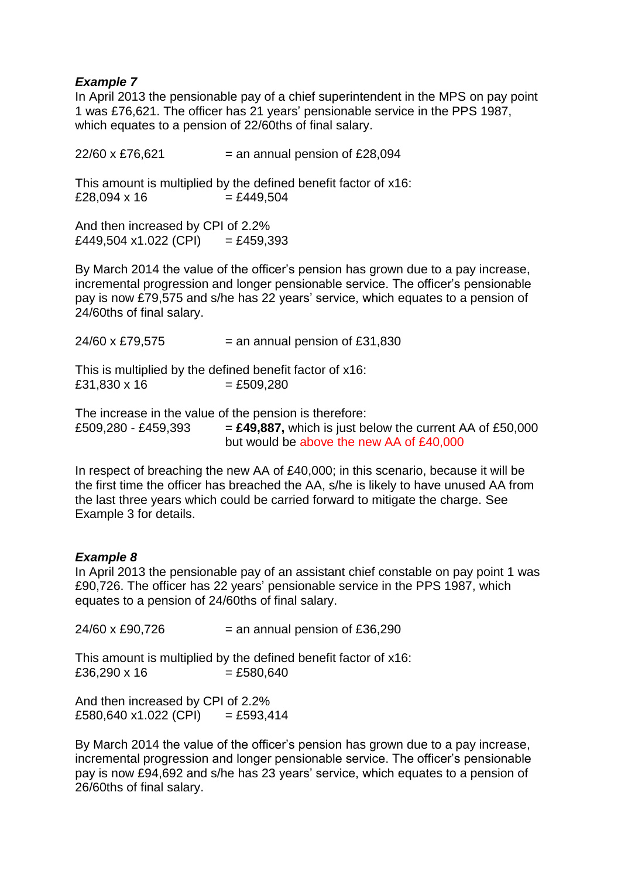***Example 7***

In April 2013 the pensionable pay of a chief superintendent in the MPS on pay point 1 was £76,621. The officer has 21 years' pensionable service in the PPS 1987, which equates to a pension of 22/60ths of final salary.

22/60 x £76,621 = an annual pension of £28,094

This amount is multiplied by the defined benefit factor of x16:
£28,094 x 16 = £449,504

And then increased by CPI of 2.2%
£449,504 x1.022 (CPI) = £459,393

By March 2014 the value of the officer's pension has grown due to a pay increase, incremental progression and longer pensionable service. The officer's pensionable pay is now £79,575 and s/he has 22 years' service, which equates to a pension of 24/60ths of final salary.

24/60 x £79,575 = an annual pension of £31,830

This is multiplied by the defined benefit factor of x16:
£31,830 x 16 = £509,280

The increase in the value of the pension is therefore:
£509,280 - £459,393 = **£49,887,** which is just below the current AA of £50,000 but would be above the new AA of £40,000

In respect of breaching the new AA of £40,000; in this scenario, because it will be the first time the officer has breached the AA, s/he is likely to have unused AA from the last three years which could be carried forward to mitigate the charge. See Example 3 for details.

***Example 8***

In April 2013 the pensionable pay of an assistant chief constable on pay point 1 was £90,726. The officer has 22 years' pensionable service in the PPS 1987, which equates to a pension of 24/60ths of final salary.

24/60 x £90,726 = an annual pension of £36,290

This amount is multiplied by the defined benefit factor of x16:
£36,290 x 16 = £580,640

And then increased by CPI of 2.2%
£580,640 x1.022 (CPI) = £593,414

By March 2014 the value of the officer's pension has grown due to a pay increase, incremental progression and longer pensionable service. The officer's pensionable pay is now £94,692 and s/he has 23 years' service, which equates to a pension of 26/60ths of final salary.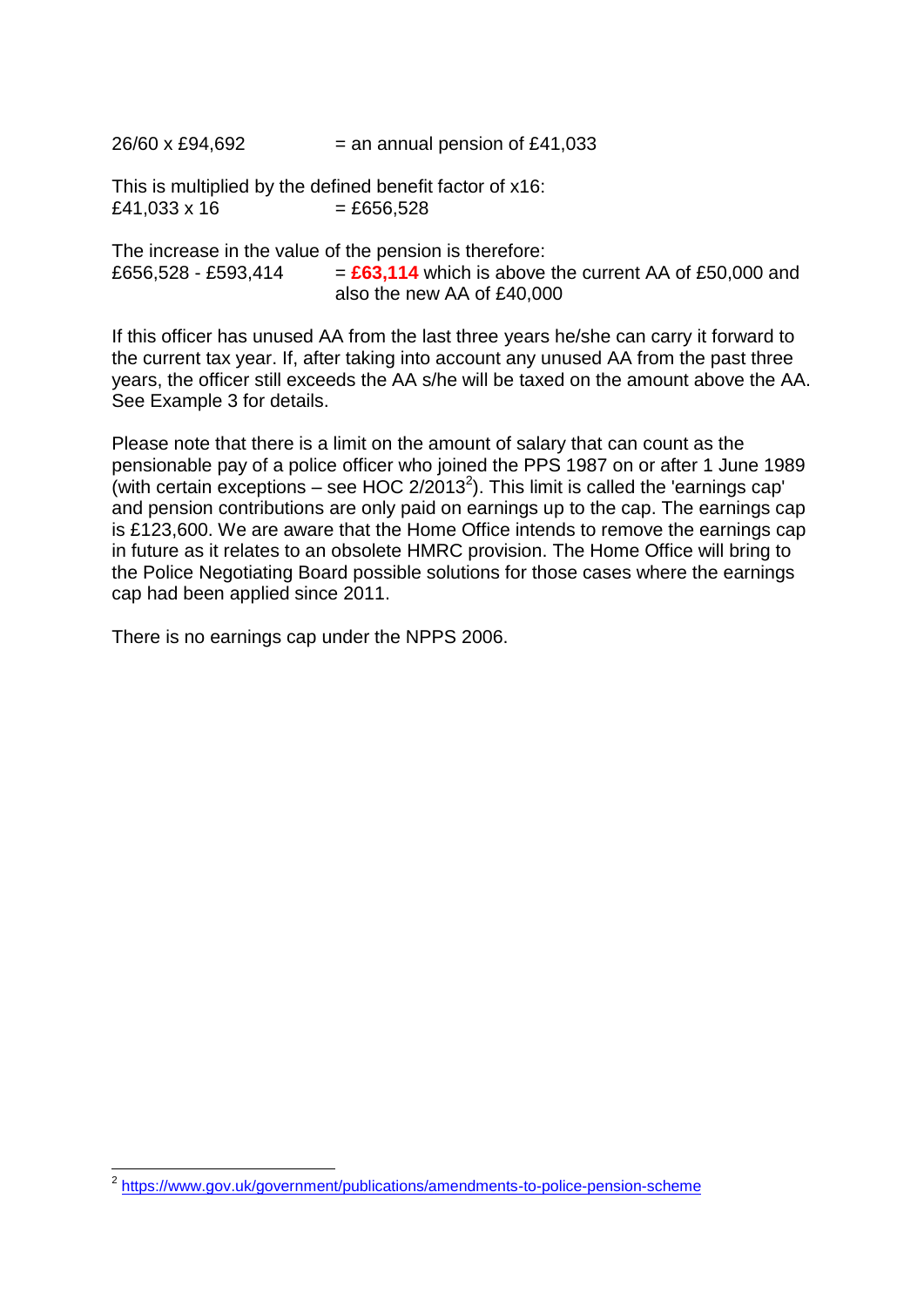26/60 x £94,692 = an annual pension of £41,033

This is multiplied by the defined benefit factor of x16:
£41,033 x 16 = £656,528

The increase in the value of the pension is therefore:
£656,528 - £593,414 = **£63,114** which is above the current AA of £50,000 and also the new AA of £40,000

If this officer has unused AA from the last three years he/she can carry it forward to the current tax year. If, after taking into account any unused AA from the past three years, the officer still exceeds the AA s/he will be taxed on the amount above the AA. See Example 3 for details.

Please note that there is a limit on the amount of salary that can count as the pensionable pay of a police officer who joined the PPS 1987 on or after 1 June 1989 (with certain exceptions – see HOC 2/2013[2]). This limit is called the 'earnings cap' and pension contributions are only paid on earnings up to the cap. The earnings cap is £123,600. We are aware that the Home Office intends to remove the earnings cap in future as it relates to an obsolete HMRC provision. The Home Office will bring to the Police Negotiating Board possible solutions for those cases where the earnings cap had been applied since 2011.

There is no earnings cap under the NPPS 2006.

[2] https://www.gov.uk/government/publications/amendments-to-police-pension-scheme